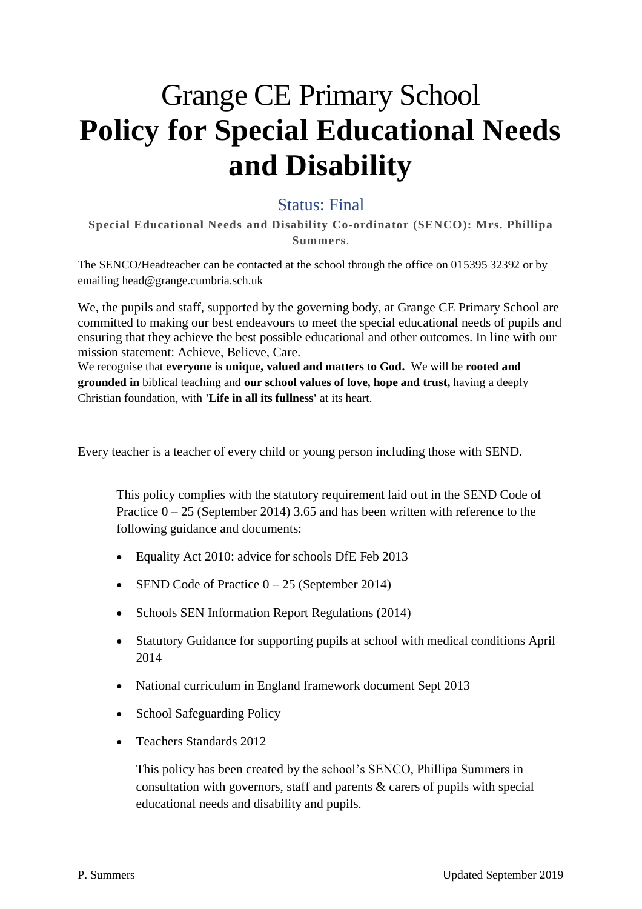# Grange CE Primary School
# **Policy for Special Educational Needs and Disability**

## Status: Final

**Special Educational Needs and Disability Co-ordinator (SENCO): Mrs. Phillipa Summers**.

The SENCO/Headteacher can be contacted at the school through the office on 015395 32392 or by emailing head@grange.cumbria.sch.uk

We, the pupils and staff, supported by the governing body, at Grange CE Primary School are committed to making our best endeavours to meet the special educational needs of pupils and ensuring that they achieve the best possible educational and other outcomes. In line with our mission statement: Achieve, Believe, Care.
We recognise that **everyone is unique, valued and matters to God.** We will be **rooted and grounded in** biblical teaching and **our school values of love, hope and trust,** having a deeply Christian foundation, with **'Life in all its fullness'** at its heart.

Every teacher is a teacher of every child or young person including those with SEND.

This policy complies with the statutory requirement laid out in the SEND Code of Practice 0 – 25 (September 2014) 3.65 and has been written with reference to the following guidance and documents:

- Equality Act 2010: advice for schools DfE Feb 2013
- SEND Code of Practice 0 – 25 (September 2014)
- Schools SEN Information Report Regulations (2014)
- Statutory Guidance for supporting pupils at school with medical conditions April 2014
- National curriculum in England framework document Sept 2013
- School Safeguarding Policy
- Teachers Standards 2012

This policy has been created by the school's SENCO, Phillipa Summers in consultation with governors, staff and parents & carers of pupils with special educational needs and disability and pupils.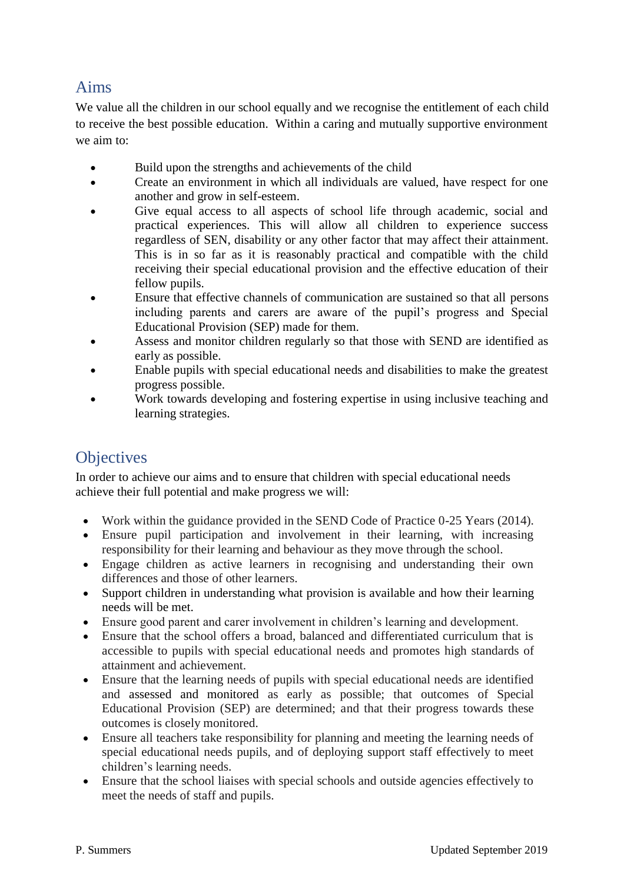## Aims

We value all the children in our school equally and we recognise the entitlement of each child to receive the best possible education. Within a caring and mutually supportive environment we aim to:

- Build upon the strengths and achievements of the child
- Create an environment in which all individuals are valued, have respect for one another and grow in self-esteem.
- Give equal access to all aspects of school life through academic, social and practical experiences. This will allow all children to experience success regardless of SEN, disability or any other factor that may affect their attainment. This is in so far as it is reasonably practical and compatible with the child receiving their special educational provision and the effective education of their fellow pupils.
- Ensure that effective channels of communication are sustained so that all persons including parents and carers are aware of the pupil's progress and Special Educational Provision (SEP) made for them.
- Assess and monitor children regularly so that those with SEND are identified as early as possible.
- Enable pupils with special educational needs and disabilities to make the greatest progress possible.
- Work towards developing and fostering expertise in using inclusive teaching and learning strategies.

## Objectives

In order to achieve our aims and to ensure that children with special educational needs achieve their full potential and make progress we will:

- Work within the guidance provided in the SEND Code of Practice 0-25 Years (2014).
- Ensure pupil participation and involvement in their learning, with increasing responsibility for their learning and behaviour as they move through the school.
- Engage children as active learners in recognising and understanding their own differences and those of other learners.
- Support children in understanding what provision is available and how their learning needs will be met.
- Ensure good parent and carer involvement in children's learning and development.
- Ensure that the school offers a broad, balanced and differentiated curriculum that is accessible to pupils with special educational needs and promotes high standards of attainment and achievement.
- Ensure that the learning needs of pupils with special educational needs are identified and assessed and monitored as early as possible; that outcomes of Special Educational Provision (SEP) are determined; and that their progress towards these outcomes is closely monitored.
- Ensure all teachers take responsibility for planning and meeting the learning needs of special educational needs pupils, and of deploying support staff effectively to meet children's learning needs.
- Ensure that the school liaises with special schools and outside agencies effectively to meet the needs of staff and pupils.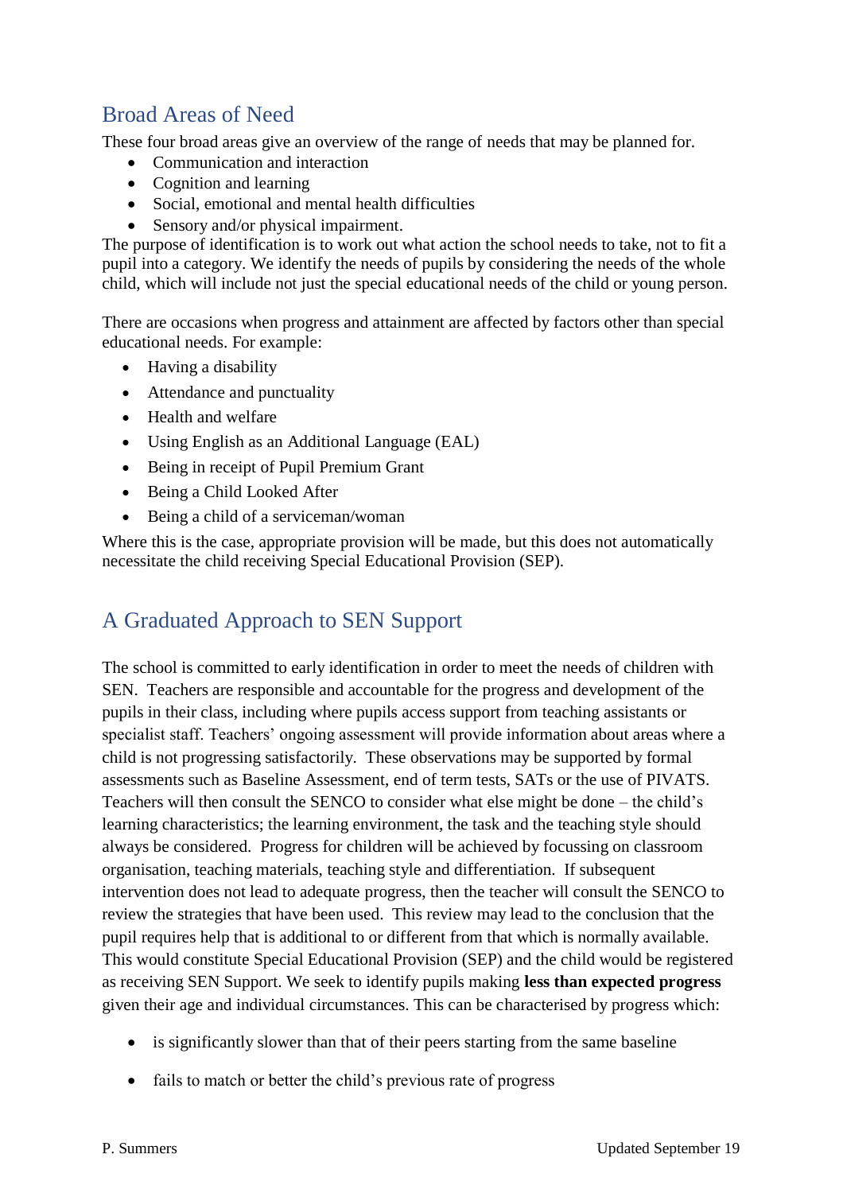## Broad Areas of Need

These four broad areas give an overview of the range of needs that may be planned for.

- Communication and interaction
- Cognition and learning
- Social, emotional and mental health difficulties
- Sensory and/or physical impairment.

The purpose of identification is to work out what action the school needs to take, not to fit a pupil into a category. We identify the needs of pupils by considering the needs of the whole child, which will include not just the special educational needs of the child or young person.

There are occasions when progress and attainment are affected by factors other than special educational needs. For example:

- Having a disability
- Attendance and punctuality
- Health and welfare
- Using English as an Additional Language (EAL)
- Being in receipt of Pupil Premium Grant
- Being a Child Looked After
- Being a child of a serviceman/woman

Where this is the case, appropriate provision will be made, but this does not automatically necessitate the child receiving Special Educational Provision (SEP).

## A Graduated Approach to SEN Support

The school is committed to early identification in order to meet the needs of children with SEN. Teachers are responsible and accountable for the progress and development of the pupils in their class, including where pupils access support from teaching assistants or specialist staff. Teachers' ongoing assessment will provide information about areas where a child is not progressing satisfactorily. These observations may be supported by formal assessments such as Baseline Assessment, end of term tests, SATs or the use of PIVATS. Teachers will then consult the SENCO to consider what else might be done – the child's learning characteristics; the learning environment, the task and the teaching style should always be considered. Progress for children will be achieved by focussing on classroom organisation, teaching materials, teaching style and differentiation. If subsequent intervention does not lead to adequate progress, then the teacher will consult the SENCO to review the strategies that have been used. This review may lead to the conclusion that the pupil requires help that is additional to or different from that which is normally available. This would constitute Special Educational Provision (SEP) and the child would be registered as receiving SEN Support. We seek to identify pupils making **less than expected progress** given their age and individual circumstances. This can be characterised by progress which:

- is significantly slower than that of their peers starting from the same baseline
- fails to match or better the child's previous rate of progress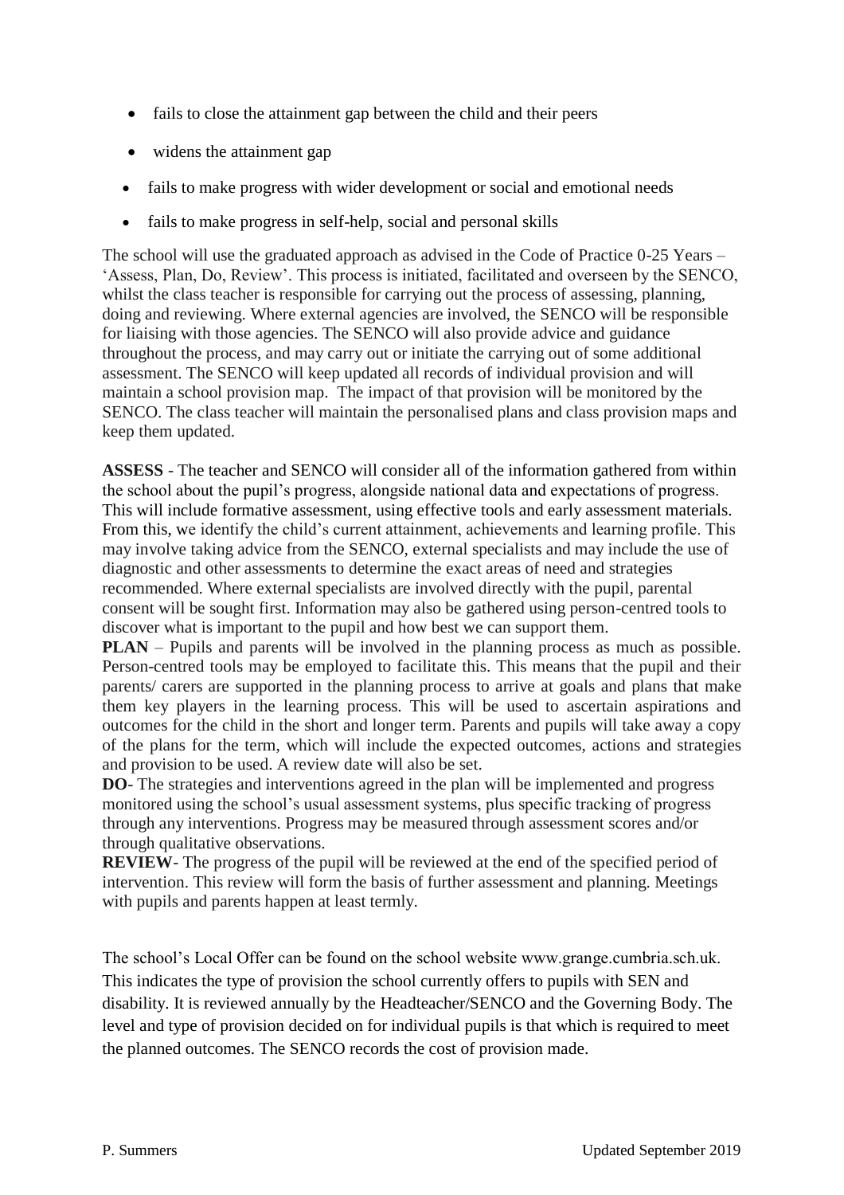- fails to close the attainment gap between the child and their peers
- widens the attainment gap
- fails to make progress with wider development or social and emotional needs
- fails to make progress in self-help, social and personal skills

The school will use the graduated approach as advised in the Code of Practice 0-25 Years – 'Assess, Plan, Do, Review'. This process is initiated, facilitated and overseen by the SENCO, whilst the class teacher is responsible for carrying out the process of assessing, planning, doing and reviewing. Where external agencies are involved, the SENCO will be responsible for liaising with those agencies. The SENCO will also provide advice and guidance throughout the process, and may carry out or initiate the carrying out of some additional assessment. The SENCO will keep updated all records of individual provision and will maintain a school provision map. The impact of that provision will be monitored by the SENCO. The class teacher will maintain the personalised plans and class provision maps and keep them updated.

**ASSESS** - The teacher and SENCO will consider all of the information gathered from within the school about the pupil's progress, alongside national data and expectations of progress. This will include formative assessment, using effective tools and early assessment materials. From this, we identify the child's current attainment, achievements and learning profile. This may involve taking advice from the SENCO, external specialists and may include the use of diagnostic and other assessments to determine the exact areas of need and strategies recommended. Where external specialists are involved directly with the pupil, parental consent will be sought first. Information may also be gathered using person-centred tools to discover what is important to the pupil and how best we can support them.

**PLAN** – Pupils and parents will be involved in the planning process as much as possible. Person-centred tools may be employed to facilitate this. This means that the pupil and their parents/ carers are supported in the planning process to arrive at goals and plans that make them key players in the learning process. This will be used to ascertain aspirations and outcomes for the child in the short and longer term. Parents and pupils will take away a copy of the plans for the term, which will include the expected outcomes, actions and strategies and provision to be used. A review date will also be set.

**DO**- The strategies and interventions agreed in the plan will be implemented and progress monitored using the school's usual assessment systems, plus specific tracking of progress through any interventions. Progress may be measured through assessment scores and/or through qualitative observations.

**REVIEW**- The progress of the pupil will be reviewed at the end of the specified period of intervention. This review will form the basis of further assessment and planning. Meetings with pupils and parents happen at least termly.

The school's Local Offer can be found on the school website www.grange.cumbria.sch.uk. This indicates the type of provision the school currently offers to pupils with SEN and disability. It is reviewed annually by the Headteacher/SENCO and the Governing Body. The level and type of provision decided on for individual pupils is that which is required to meet the planned outcomes. The SENCO records the cost of provision made.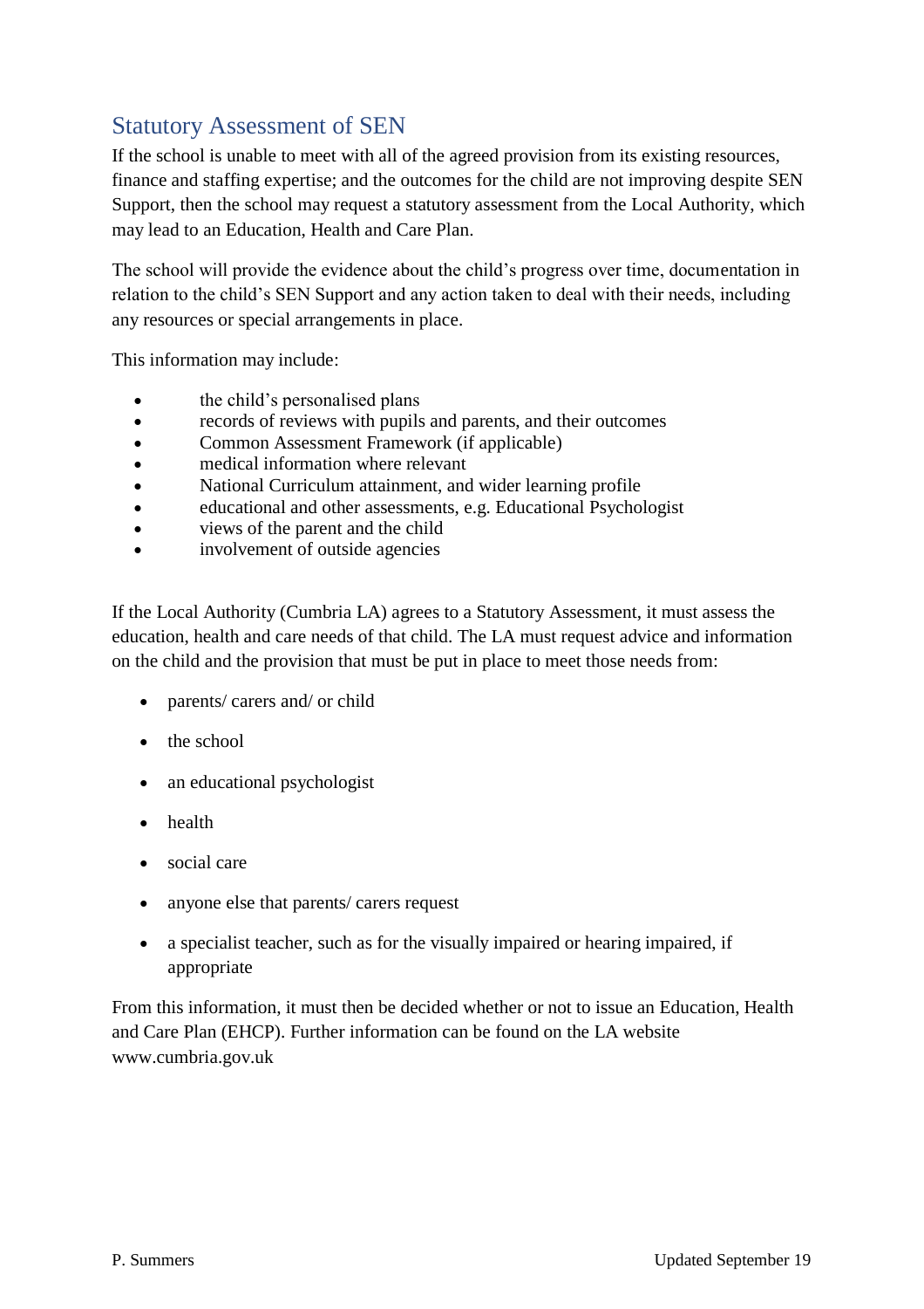## Statutory Assessment of SEN

If the school is unable to meet with all of the agreed provision from its existing resources, finance and staffing expertise; and the outcomes for the child are not improving despite SEN Support, then the school may request a statutory assessment from the Local Authority, which may lead to an Education, Health and Care Plan.

The school will provide the evidence about the child's progress over time, documentation in relation to the child's SEN Support and any action taken to deal with their needs, including any resources or special arrangements in place.

This information may include:

- the child's personalised plans
- records of reviews with pupils and parents, and their outcomes
- Common Assessment Framework (if applicable)
- medical information where relevant
- National Curriculum attainment, and wider learning profile
- educational and other assessments, e.g. Educational Psychologist
- views of the parent and the child
- involvement of outside agencies

If the Local Authority (Cumbria LA) agrees to a Statutory Assessment, it must assess the education, health and care needs of that child. The LA must request advice and information on the child and the provision that must be put in place to meet those needs from:

- parents/ carers and/ or child
- the school
- an educational psychologist
- health
- social care
- anyone else that parents/ carers request
- a specialist teacher, such as for the visually impaired or hearing impaired, if appropriate

From this information, it must then be decided whether or not to issue an Education, Health and Care Plan (EHCP). Further information can be found on the LA website www.cumbria.gov.uk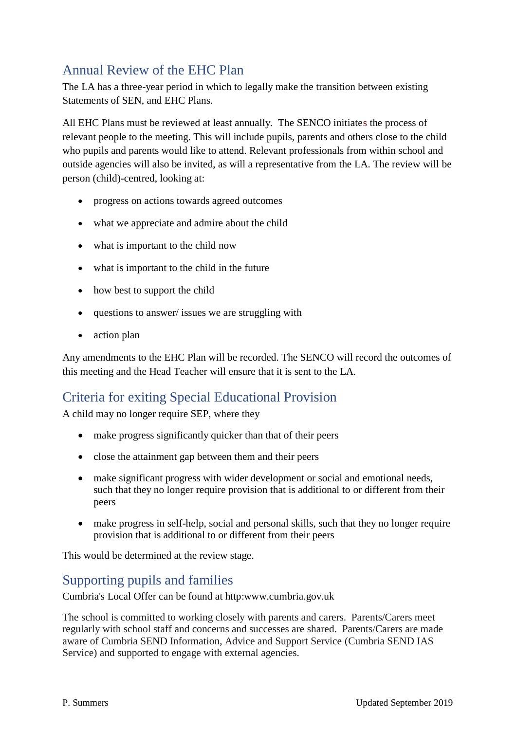## Annual Review of the EHC Plan

The LA has a three-year period in which to legally make the transition between existing Statements of SEN, and EHC Plans.

All EHC Plans must be reviewed at least annually. The SENCO initiates the process of relevant people to the meeting. This will include pupils, parents and others close to the child who pupils and parents would like to attend. Relevant professionals from within school and outside agencies will also be invited, as will a representative from the LA. The review will be person (child)-centred, looking at:

- progress on actions towards agreed outcomes
- what we appreciate and admire about the child
- what is important to the child now
- what is important to the child in the future
- how best to support the child
- questions to answer/ issues we are struggling with
- action plan

Any amendments to the EHC Plan will be recorded. The SENCO will record the outcomes of this meeting and the Head Teacher will ensure that it is sent to the LA.

## Criteria for exiting Special Educational Provision

A child may no longer require SEP, where they

- make progress significantly quicker than that of their peers
- close the attainment gap between them and their peers
- make significant progress with wider development or social and emotional needs, such that they no longer require provision that is additional to or different from their peers
- make progress in self-help, social and personal skills, such that they no longer require provision that is additional to or different from their peers

This would be determined at the review stage.

## Supporting pupils and families

Cumbria's Local Offer can be found at http:www.cumbria.gov.uk

The school is committed to working closely with parents and carers. Parents/Carers meet regularly with school staff and concerns and successes are shared. Parents/Carers are made aware of Cumbria SEND Information, Advice and Support Service (Cumbria SEND IAS Service) and supported to engage with external agencies.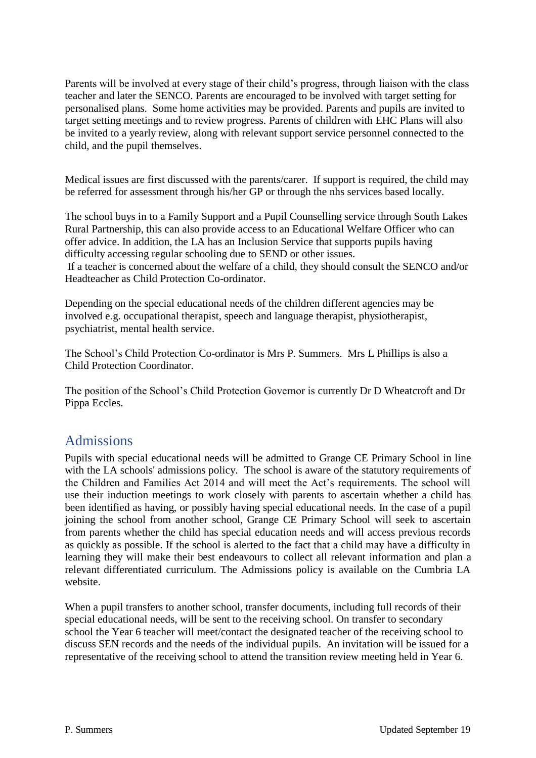Parents will be involved at every stage of their child's progress, through liaison with the class teacher and later the SENCO. Parents are encouraged to be involved with target setting for personalised plans. Some home activities may be provided. Parents and pupils are invited to target setting meetings and to review progress. Parents of children with EHC Plans will also be invited to a yearly review, along with relevant support service personnel connected to the child, and the pupil themselves.

Medical issues are first discussed with the parents/carer. If support is required, the child may be referred for assessment through his/her GP or through the nhs services based locally.

The school buys in to a Family Support and a Pupil Counselling service through South Lakes Rural Partnership, this can also provide access to an Educational Welfare Officer who can offer advice. In addition, the LA has an Inclusion Service that supports pupils having difficulty accessing regular schooling due to SEND or other issues.
If a teacher is concerned about the welfare of a child, they should consult the SENCO and/or Headteacher as Child Protection Co-ordinator.

Depending on the special educational needs of the children different agencies may be involved e.g. occupational therapist, speech and language therapist, physiotherapist, psychiatrist, mental health service.

The School's Child Protection Co-ordinator is Mrs P. Summers. Mrs L Phillips is also a Child Protection Coordinator.

The position of the School's Child Protection Governor is currently Dr D Wheatcroft and Dr Pippa Eccles.

## Admissions

Pupils with special educational needs will be admitted to Grange CE Primary School in line with the LA schools' admissions policy. The school is aware of the statutory requirements of the Children and Families Act 2014 and will meet the Act's requirements. The school will use their induction meetings to work closely with parents to ascertain whether a child has been identified as having, or possibly having special educational needs. In the case of a pupil joining the school from another school, Grange CE Primary School will seek to ascertain from parents whether the child has special education needs and will access previous records as quickly as possible. If the school is alerted to the fact that a child may have a difficulty in learning they will make their best endeavours to collect all relevant information and plan a relevant differentiated curriculum. The Admissions policy is available on the Cumbria LA website.

When a pupil transfers to another school, transfer documents, including full records of their special educational needs, will be sent to the receiving school. On transfer to secondary school the Year 6 teacher will meet/contact the designated teacher of the receiving school to discuss SEN records and the needs of the individual pupils. An invitation will be issued for a representative of the receiving school to attend the transition review meeting held in Year 6.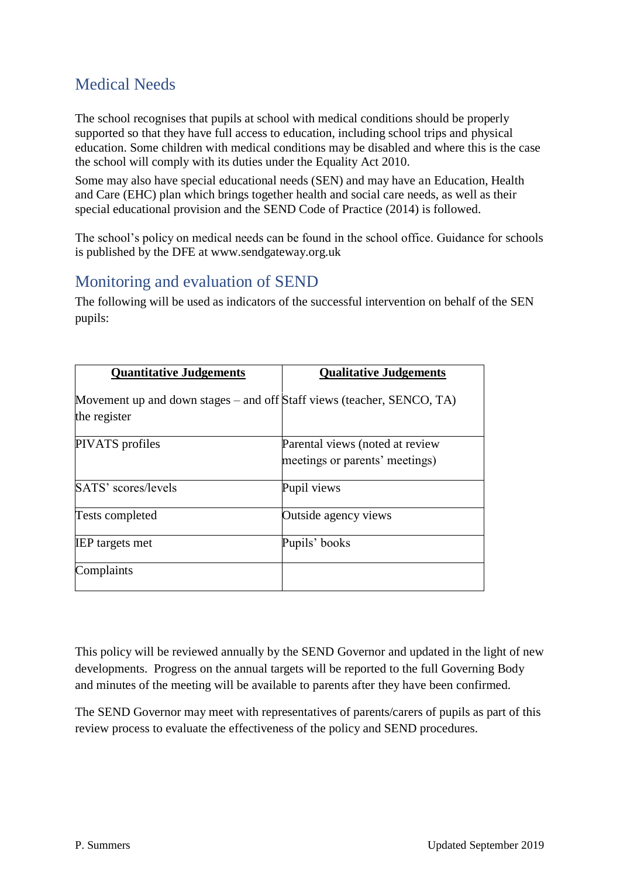## Medical Needs

The school recognises that pupils at school with medical conditions should be properly supported so that they have full access to education, including school trips and physical education. Some children with medical conditions may be disabled and where this is the case the school will comply with its duties under the Equality Act 2010.

Some may also have special educational needs (SEN) and may have an Education, Health and Care (EHC) plan which brings together health and social care needs, as well as their special educational provision and the SEND Code of Practice (2014) is followed.

The school's policy on medical needs can be found in the school office. Guidance for schools is published by the DFE at www.sendgateway.org.uk

## Monitoring and evaluation of SEND

The following will be used as indicators of the successful intervention on behalf of the SEN pupils:

| **Quantitative Judgements** | **Qualitative Judgements** |
|---|---|
| Movement up and down stages – and off the register | Staff views (teacher, SENCO, TA) |
| PIVATS profiles | Parental views (noted at review meetings or parents' meetings) |
| SATS' scores/levels | Pupil views |
| Tests completed | Outside agency views |
| IEP targets met | Pupils' books |
| Complaints | |

This policy will be reviewed annually by the SEND Governor and updated in the light of new developments. Progress on the annual targets will be reported to the full Governing Body and minutes of the meeting will be available to parents after they have been confirmed.

The SEND Governor may meet with representatives of parents/carers of pupils as part of this review process to evaluate the effectiveness of the policy and SEND procedures.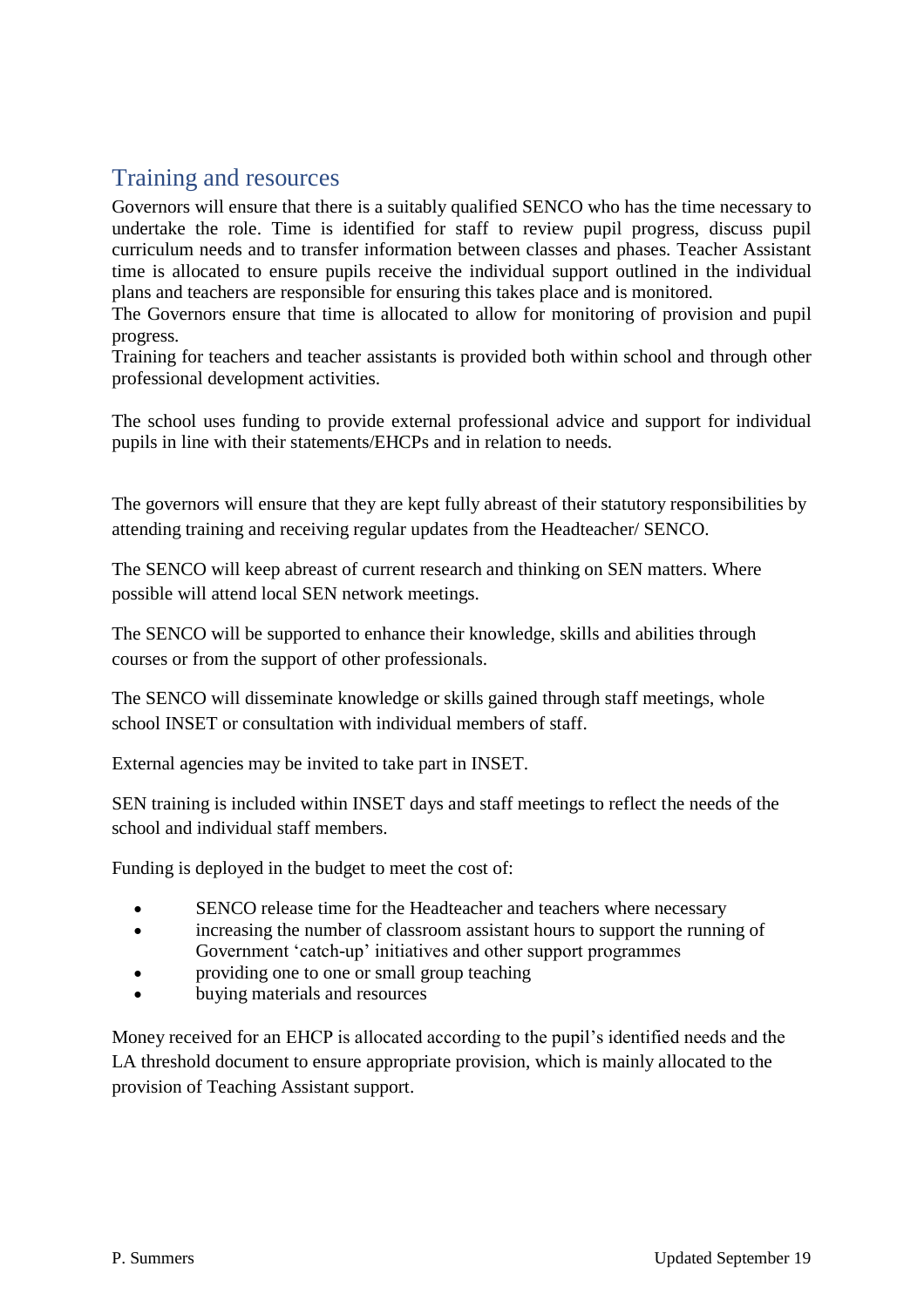## Training and resources

Governors will ensure that there is a suitably qualified SENCO who has the time necessary to undertake the role. Time is identified for staff to review pupil progress, discuss pupil curriculum needs and to transfer information between classes and phases. Teacher Assistant time is allocated to ensure pupils receive the individual support outlined in the individual plans and teachers are responsible for ensuring this takes place and is monitored.
The Governors ensure that time is allocated to allow for monitoring of provision and pupil progress.
Training for teachers and teacher assistants is provided both within school and through other professional development activities.

The school uses funding to provide external professional advice and support for individual pupils in line with their statements/EHCPs and in relation to needs.

The governors will ensure that they are kept fully abreast of their statutory responsibilities by attending training and receiving regular updates from the Headteacher/ SENCO.

The SENCO will keep abreast of current research and thinking on SEN matters. Where possible will attend local SEN network meetings.

The SENCO will be supported to enhance their knowledge, skills and abilities through courses or from the support of other professionals.

The SENCO will disseminate knowledge or skills gained through staff meetings, whole school INSET or consultation with individual members of staff.

External agencies may be invited to take part in INSET.

SEN training is included within INSET days and staff meetings to reflect the needs of the school and individual staff members.

Funding is deployed in the budget to meet the cost of:

- SENCO release time for the Headteacher and teachers where necessary
- increasing the number of classroom assistant hours to support the running of Government 'catch-up' initiatives and other support programmes
- providing one to one or small group teaching
- buying materials and resources

Money received for an EHCP is allocated according to the pupil's identified needs and the LA threshold document to ensure appropriate provision, which is mainly allocated to the provision of Teaching Assistant support.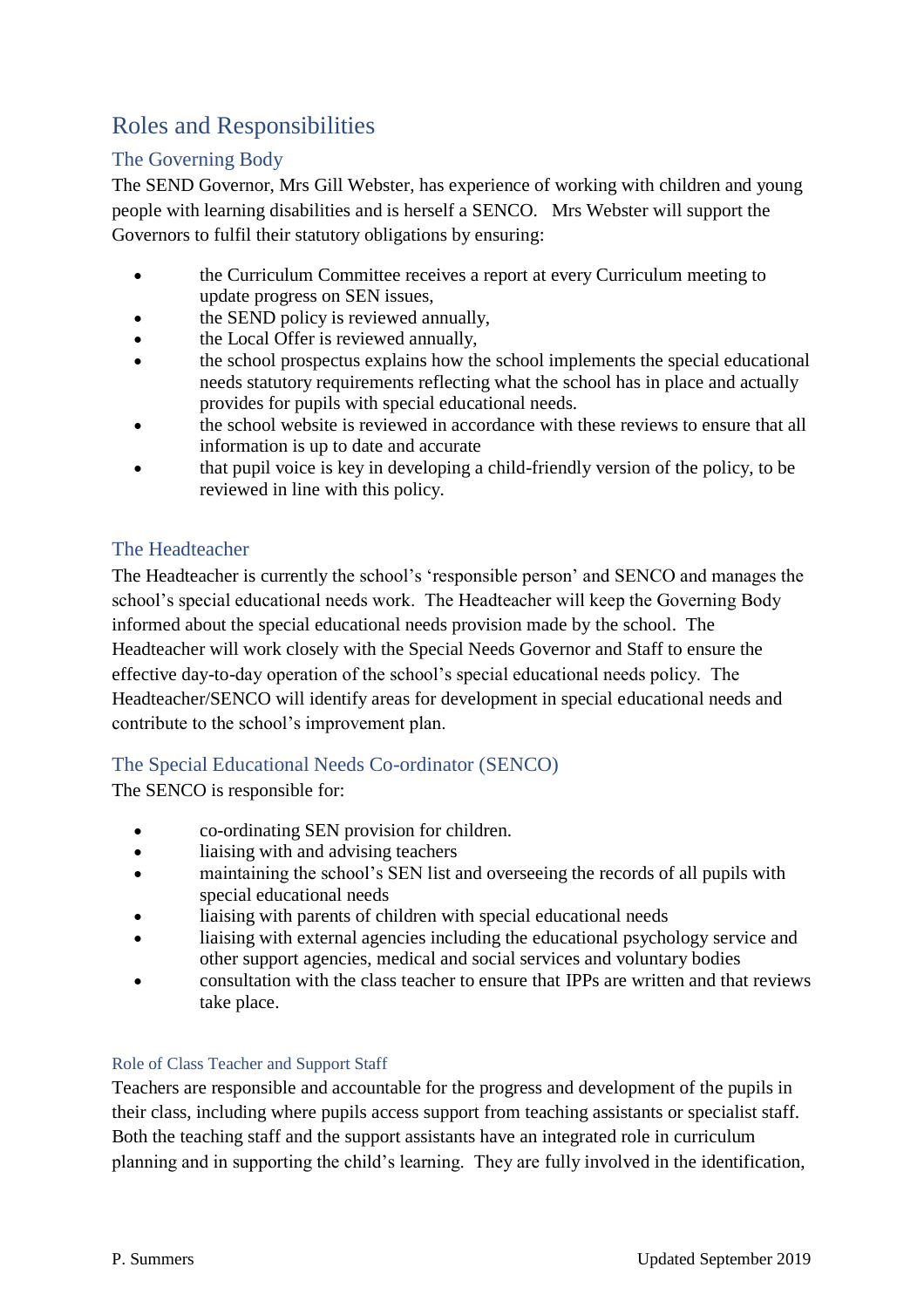# Roles and Responsibilities

## The Governing Body

The SEND Governor, Mrs Gill Webster, has experience of working with children and young people with learning disabilities and is herself a SENCO. Mrs Webster will support the Governors to fulfil their statutory obligations by ensuring:

- the Curriculum Committee receives a report at every Curriculum meeting to update progress on SEN issues,
- the SEND policy is reviewed annually,
- the Local Offer is reviewed annually,
- the school prospectus explains how the school implements the special educational needs statutory requirements reflecting what the school has in place and actually provides for pupils with special educational needs.
- the school website is reviewed in accordance with these reviews to ensure that all information is up to date and accurate
- that pupil voice is key in developing a child-friendly version of the policy, to be reviewed in line with this policy.

## The Headteacher

The Headteacher is currently the school's 'responsible person' and SENCO and manages the school's special educational needs work. The Headteacher will keep the Governing Body informed about the special educational needs provision made by the school. The Headteacher will work closely with the Special Needs Governor and Staff to ensure the effective day-to-day operation of the school's special educational needs policy. The Headteacher/SENCO will identify areas for development in special educational needs and contribute to the school's improvement plan.

## The Special Educational Needs Co-ordinator (SENCO)

The SENCO is responsible for:

- co-ordinating SEN provision for children.
- liaising with and advising teachers
- maintaining the school's SEN list and overseeing the records of all pupils with special educational needs
- liaising with parents of children with special educational needs
- liaising with external agencies including the educational psychology service and other support agencies, medical and social services and voluntary bodies
- consultation with the class teacher to ensure that IPPs are written and that reviews take place.

### Role of Class Teacher and Support Staff

Teachers are responsible and accountable for the progress and development of the pupils in their class, including where pupils access support from teaching assistants or specialist staff. Both the teaching staff and the support assistants have an integrated role in curriculum planning and in supporting the child's learning. They are fully involved in the identification,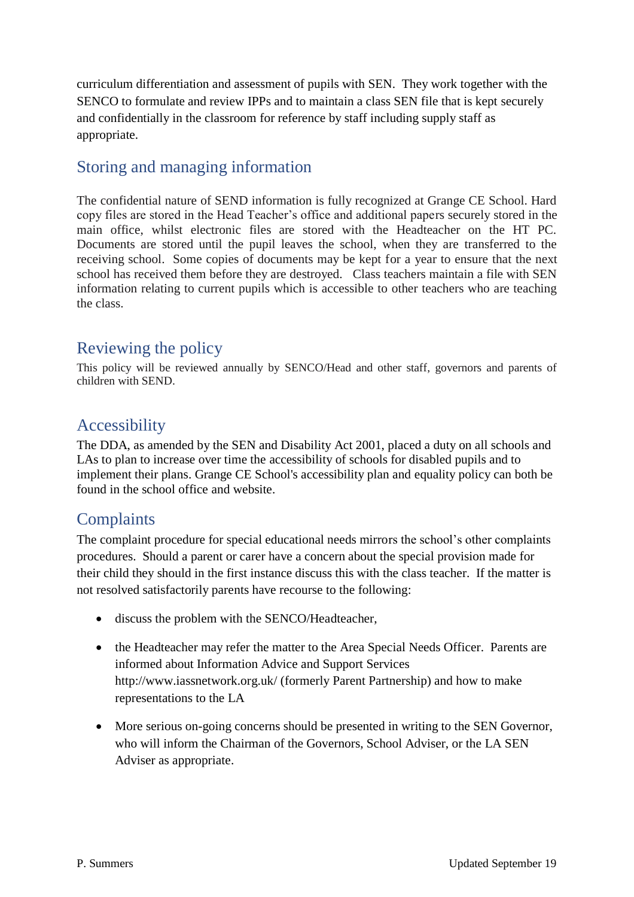curriculum differentiation and assessment of pupils with SEN. They work together with the SENCO to formulate and review IPPs and to maintain a class SEN file that is kept securely and confidentially in the classroom for reference by staff including supply staff as appropriate.

## Storing and managing information

The confidential nature of SEND information is fully recognized at Grange CE School. Hard copy files are stored in the Head Teacher's office and additional papers securely stored in the main office, whilst electronic files are stored with the Headteacher on the HT PC. Documents are stored until the pupil leaves the school, when they are transferred to the receiving school. Some copies of documents may be kept for a year to ensure that the next school has received them before they are destroyed. Class teachers maintain a file with SEN information relating to current pupils which is accessible to other teachers who are teaching the class.

## Reviewing the policy

This policy will be reviewed annually by SENCO/Head and other staff, governors and parents of children with SEND.

## Accessibility

The DDA, as amended by the SEN and Disability Act 2001, placed a duty on all schools and LAs to plan to increase over time the accessibility of schools for disabled pupils and to implement their plans. Grange CE School's accessibility plan and equality policy can both be found in the school office and website.

## Complaints

The complaint procedure for special educational needs mirrors the school's other complaints procedures. Should a parent or carer have a concern about the special provision made for their child they should in the first instance discuss this with the class teacher. If the matter is not resolved satisfactorily parents have recourse to the following:

- discuss the problem with the SENCO/Headteacher,
- the Headteacher may refer the matter to the Area Special Needs Officer. Parents are informed about Information Advice and Support Services http://www.iassnetwork.org.uk/ (formerly Parent Partnership) and how to make representations to the LA
- More serious on-going concerns should be presented in writing to the SEN Governor, who will inform the Chairman of the Governors, School Adviser, or the LA SEN Adviser as appropriate.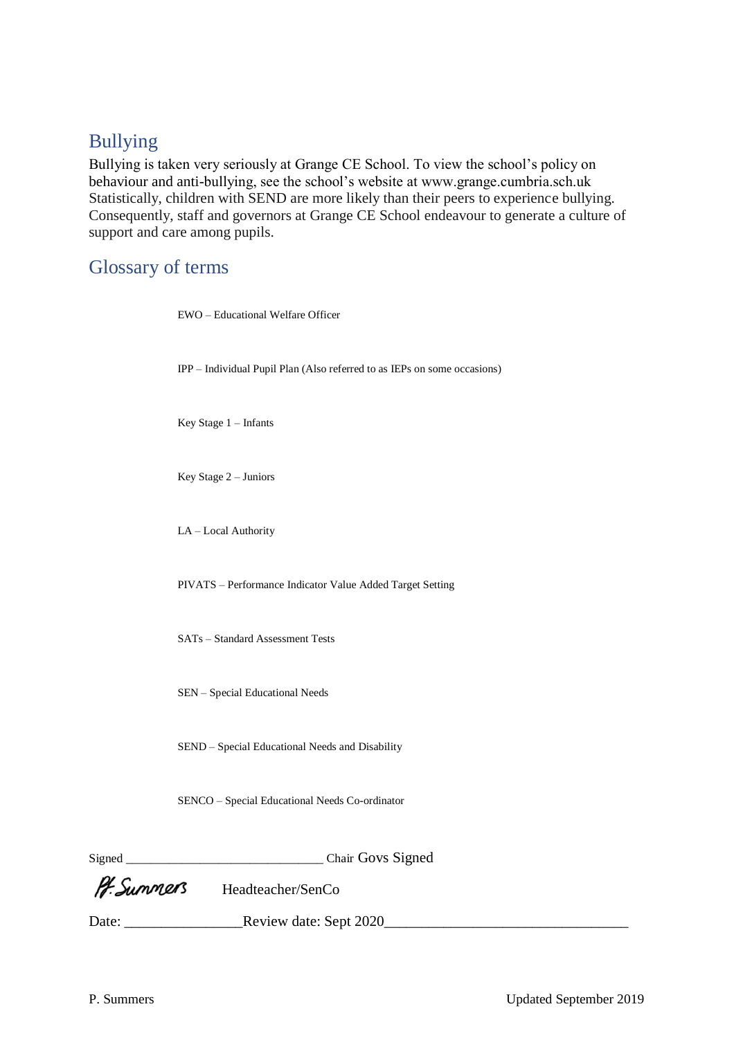## Bullying

Bullying is taken very seriously at Grange CE School. To view the school's policy on behaviour and anti-bullying, see the school's website at www.grange.cumbria.sch.uk Statistically, children with SEND are more likely than their peers to experience bullying. Consequently, staff and governors at Grange CE School endeavour to generate a culture of support and care among pupils.

## Glossary of terms

EWO – Educational Welfare Officer

IPP – Individual Pupil Plan (Also referred to as IEPs on some occasions)

Key Stage 1 – Infants

Key Stage 2 – Juniors

LA – Local Authority

PIVATS – Performance Indicator Value Added Target Setting

SATs – Standard Assessment Tests

SEN – Special Educational Needs

SEND – Special Educational Needs and Disability

SENCO – Special Educational Needs Co-ordinator

Signed ______________________________ Chair Govs Signed

P. Summers Headteacher/SenCo

Date: _______________Review date: Sept 2020________________________________

P. Summers Updated September 2019